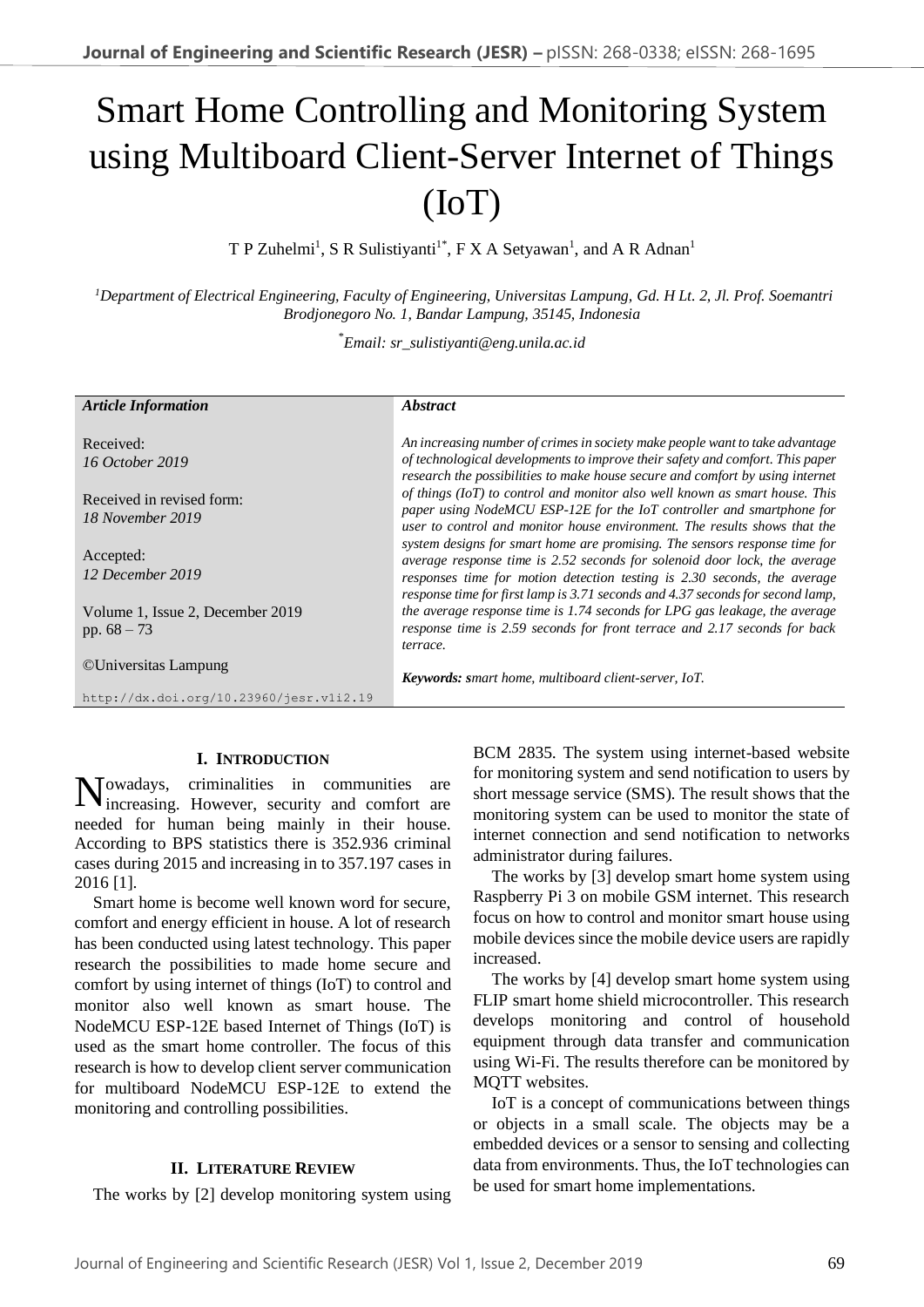# Smart Home Controlling and Monitoring System using Multiboard Client-Server Internet of Things (IoT)

T P Zuhelmi[1], S R Sulistiyanti[1*], F X A Setyawan[1], and A R Adnan[1]

[1]*Department of Electrical Engineering, Faculty of Engineering, Universitas Lampung, Gd. H Lt. 2, Jl. Prof. Soemantri Brodjonegoro No. 1, Bandar Lampung, 35145, Indonesia*

[*]*Email: sr_sulistiyanti@eng.unila.ac.id*

***Article Information***

Received:
*16 October 2019*

Received in revised form:
*18 November 2019*

Accepted:
*12 December 2019*

Volume 1, Issue 2, December 2019
pp. 68 – 73

©Universitas Lampung

http://dx.doi.org/10.23960/jesr.v1i2.19

***Abstract***

*An increasing number of crimes in society make people want to take advantage of technological developments to improve their safety and comfort. This paper research the possibilities to make house secure and comfort by using internet of things (IoT) to control and monitor also well known as smart house. This paper using NodeMCU ESP-12E for the IoT controller and smartphone for user to control and monitor house environment. The results shows that the system designs for smart home are promising. The sensors response time for average response time is 2.52 seconds for solenoid door lock, the average responses time for motion detection testing is 2.30 seconds, the average response time for first lamp is 3.71 seconds and 4.37 seconds for second lamp, the average response time is 1.74 seconds for LPG gas leakage, the average response time is 2.59 seconds for front terrace and 2.17 seconds for back terrace.*

***Keywords:*** *smart home, multiboard client-server, IoT.*

## I. Introduction

Nowadays, criminalities in communities are increasing. However, security and comfort are needed for human being mainly in their house. According to BPS statistics there is 352.936 criminal cases during 2015 and increasing in to 357.197 cases in 2016 [1].

Smart home is become well known word for secure, comfort and energy efficient in house. A lot of research has been conducted using latest technology. This paper research the possibilities to made home secure and comfort by using internet of things (IoT) to control and monitor also well known as smart house. The NodeMCU ESP-12E based Internet of Things (IoT) is used as the smart home controller. The focus of this research is how to develop client server communication for multiboard NodeMCU ESP-12E to extend the monitoring and controlling possibilities.

## II. Literature Review

The works by [2] develop monitoring system using BCM 2835. The system using internet-based website for monitoring system and send notification to users by short message service (SMS). The result shows that the monitoring system can be used to monitor the state of internet connection and send notification to networks administrator during failures.

The works by [3] develop smart home system using Raspberry Pi 3 on mobile GSM internet. This research focus on how to control and monitor smart house using mobile devices since the mobile device users are rapidly increased.

The works by [4] develop smart home system using FLIP smart home shield microcontroller. This research develops monitoring and control of household equipment through data transfer and communication using Wi-Fi. The results therefore can be monitored by MQTT websites.

IoT is a concept of communications between things or objects in a small scale. The objects may be a embedded devices or a sensor to sensing and collecting data from environments. Thus, the IoT technologies can be used for smart home implementations.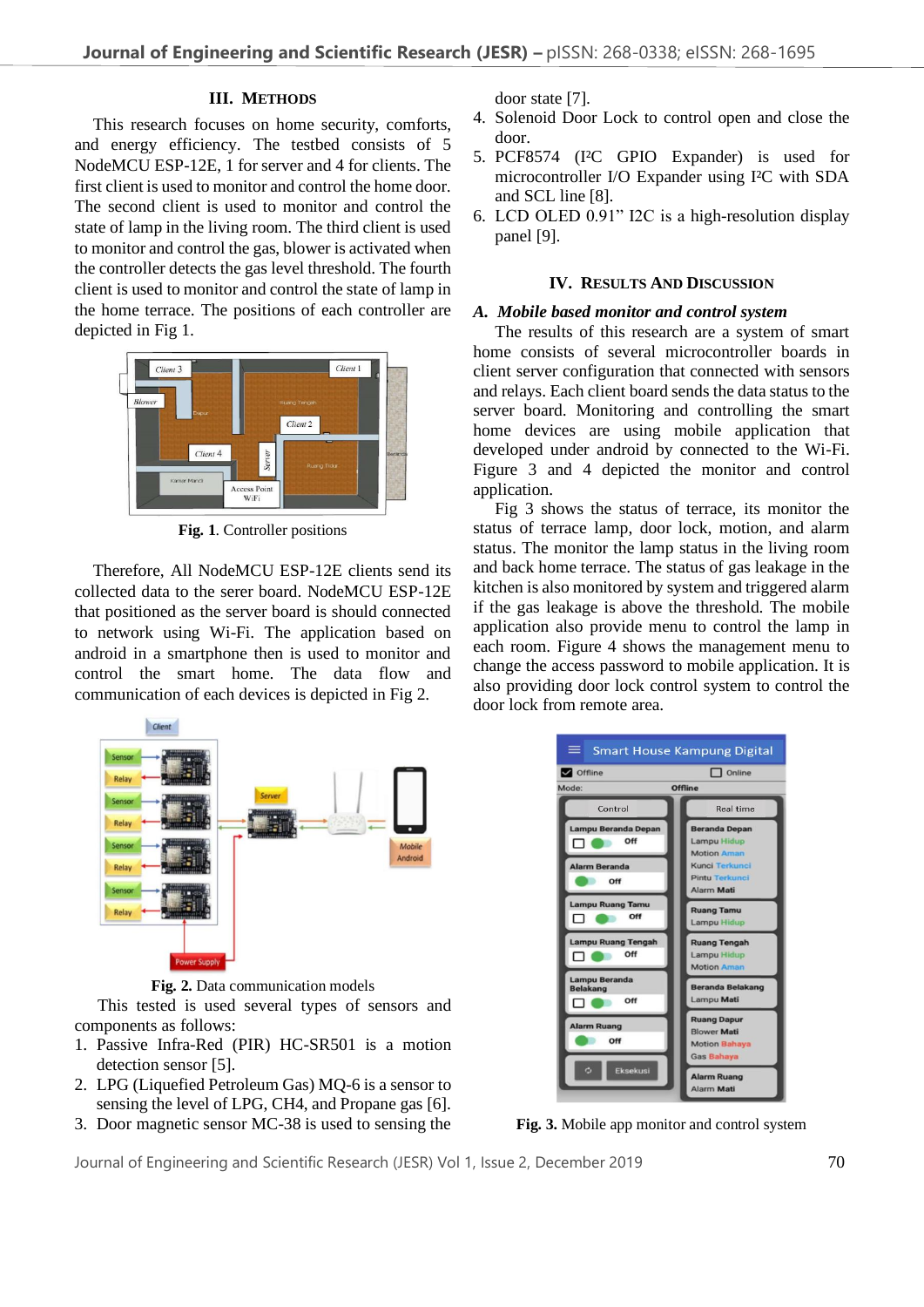## III. METHODS

This research focuses on home security, comforts, and energy efficiency. The testbed consists of 5 NodeMCU ESP-12E, 1 for server and 4 for clients. The first client is used to monitor and control the home door. The second client is used to monitor and control the state of lamp in the living room. The third client is used to monitor and control the gas, blower is activated when the controller detects the gas level threshold. The fourth client is used to monitor and control the state of lamp in the home terrace. The positions of each controller are depicted in Fig 1.

**Fig. 1**. Controller positions

Therefore, All NodeMCU ESP-12E clients send its collected data to the serer board. NodeMCU ESP-12E that positioned as the server board is should connected to network using Wi-Fi. The application based on android in a smartphone then is used to monitor and control the smart home. The data flow and communication of each devices is depicted in Fig 2.

**Fig. 2.** Data communication models

This tested is used several types of sensors and components as follows:

1. Passive Infra-Red (PIR) HC-SR501 is a motion detection sensor [5].
2. LPG (Liquefied Petroleum Gas) MQ-6 is a sensor to sensing the level of LPG, CH4, and Propane gas [6].
3. Door magnetic sensor MC-38 is used to sensing the door state [7].
4. Solenoid Door Lock to control open and close the door.
5. PCF8574 (I²C GPIO Expander) is used for microcontroller I/O Expander using I²C with SDA and SCL line [8].
6. LCD OLED 0.91" I2C is a high-resolution display panel [9].

## IV. RESULTS AND DISCUSSION

### A. *Mobile based monitor and control system*

The results of this research are a system of smart home consists of several microcontroller boards in client server configuration that connected with sensors and relays. Each client board sends the data status to the server board. Monitoring and controlling the smart home devices are using mobile application that developed under android by connected to the Wi-Fi. Figure 3 and 4 depicted the monitor and control application.

Fig 3 shows the status of terrace, its monitor the status of terrace lamp, door lock, motion, and alarm status. The monitor the lamp status in the living room and back home terrace. The status of gas leakage in the kitchen is also monitored by system and triggered alarm if the gas leakage is above the threshold. The mobile application also provide menu to control the lamp in each room. Figure 4 shows the management menu to change the access password to mobile application. It is also providing door lock control system to control the door lock from remote area.

**Fig. 3.** Mobile app monitor and control system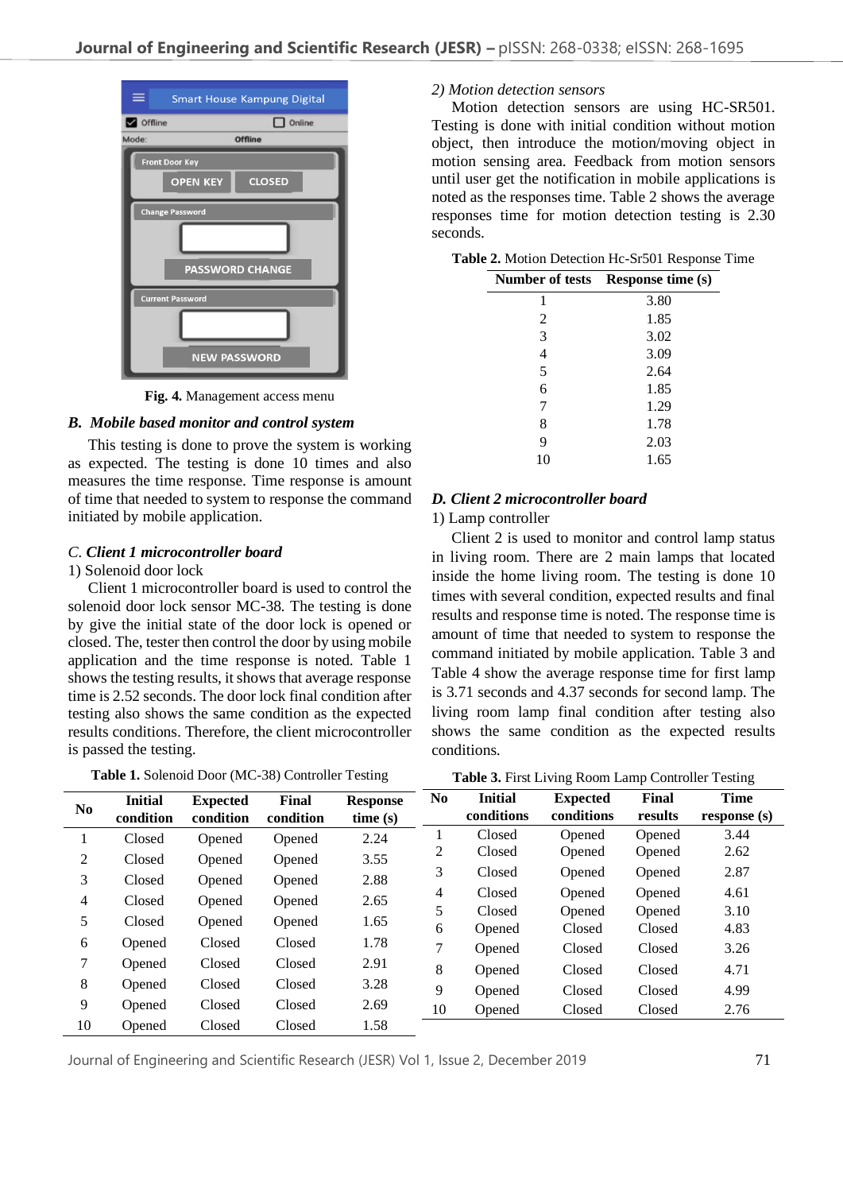Fig. 4. Management access menu

### B. Mobile based monitor and control system

This testing is done to prove the system is working as expected. The testing is done 10 times and also measures the time response. Time response is amount of time that needed to system to response the command initiated by mobile application.

### C. Client 1 microcontroller board

1) Solenoid door lock

Client 1 microcontroller board is used to control the solenoid door lock sensor MC-38. The testing is done by give the initial state of the door lock is opened or closed. The, tester then control the door by using mobile application and the time response is noted. Table 1 shows the testing results, it shows that average response time is 2.52 seconds. The door lock final condition after testing also shows the same condition as the expected results conditions. Therefore, the client microcontroller is passed the testing.

**Table 1.** Solenoid Door (MC-38) Controller Testing

| No | Initial condition | Expected condition | Final condition | Response time (s) |
|---|---|---|---|---|
| 1 | Closed | Opened | Opened | 2.24 |
| 2 | Closed | Opened | Opened | 3.55 |
| 3 | Closed | Opened | Opened | 2.88 |
| 4 | Closed | Opened | Opened | 2.65 |
| 5 | Closed | Opened | Opened | 1.65 |
| 6 | Opened | Closed | Closed | 1.78 |
| 7 | Opened | Closed | Closed | 2.91 |
| 8 | Opened | Closed | Closed | 3.28 |
| 9 | Opened | Closed | Closed | 2.69 |
| 10 | Opened | Closed | Closed | 1.58 |

2) Motion detection sensors

Motion detection sensors are using HC-SR501. Testing is done with initial condition without motion object, then introduce the motion/moving object in motion sensing area. Feedback from motion sensors until user get the notification in mobile applications is noted as the responses time. Table 2 shows the average responses time for motion detection testing is 2.30 seconds.

**Table 2.** Motion Detection Hc-Sr501 Response Time

| Number of tests | Response time (s) |
|---|---|
| 1 | 3.80 |
| 2 | 1.85 |
| 3 | 3.02 |
| 4 | 3.09 |
| 5 | 2.64 |
| 6 | 1.85 |
| 7 | 1.29 |
| 8 | 1.78 |
| 9 | 2.03 |
| 10 | 1.65 |

### D. Client 2 microcontroller board

1) Lamp controller

Client 2 is used to monitor and control lamp status in living room. There are 2 main lamps that located inside the home living room. The testing is done 10 times with several condition, expected results and final results and response time is noted. The response time is amount of time that needed to system to response the command initiated by mobile application. Table 3 and Table 4 show the average response time for first lamp is 3.71 seconds and 4.37 seconds for second lamp. The living room lamp final condition after testing also shows the same condition as the expected results conditions.

**Table 3.** First Living Room Lamp Controller Testing

| No | Initial conditions | Expected conditions | Final results | Time response (s) |
|---|---|---|---|---|
| 1 | Closed | Opened | Opened | 3.44 |
| 2 | Closed | Opened | Opened | 2.62 |
| 3 | Closed | Opened | Opened | 2.87 |
| 4 | Closed | Opened | Opened | 4.61 |
| 5 | Closed | Opened | Opened | 3.10 |
| 6 | Opened | Closed | Closed | 4.83 |
| 7 | Opened | Closed | Closed | 3.26 |
| 8 | Opened | Closed | Closed | 4.71 |
| 9 | Opened | Closed | Closed | 4.99 |
| 10 | Opened | Closed | Closed | 2.76 |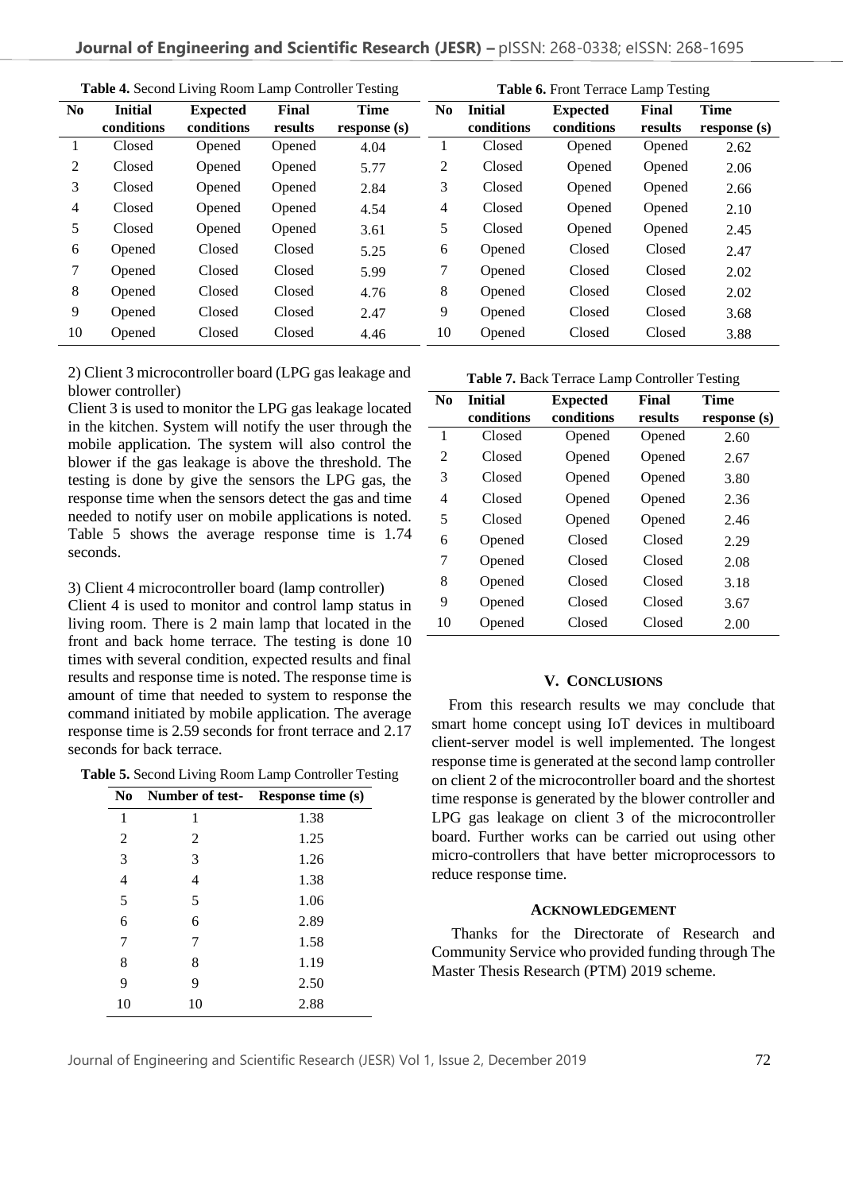**Table 4.** Second Living Room Lamp Controller Testing

| No | Initial conditions | Expected conditions | Final results | Time response (s) |
|---|---|---|---|---|
| 1 | Closed | Opened | Opened | 4.04 |
| 2 | Closed | Opened | Opened | 5.77 |
| 3 | Closed | Opened | Opened | 2.84 |
| 4 | Closed | Opened | Opened | 4.54 |
| 5 | Closed | Opened | Opened | 3.61 |
| 6 | Opened | Closed | Closed | 5.25 |
| 7 | Opened | Closed | Closed | 5.99 |
| 8 | Opened | Closed | Closed | 4.76 |
| 9 | Opened | Closed | Closed | 2.47 |
| 10 | Opened | Closed | Closed | 4.46 |

2) Client 3 microcontroller board (LPG gas leakage and blower controller)

Client 3 is used to monitor the LPG gas leakage located in the kitchen. System will notify the user through the mobile application. The system will also control the blower if the gas leakage is above the threshold. The testing is done by give the sensors the LPG gas, the response time when the sensors detect the gas and time needed to notify user on mobile applications is noted. Table 5 shows the average response time is 1.74 seconds.

3) Client 4 microcontroller board (lamp controller)

Client 4 is used to monitor and control lamp status in living room. There is 2 main lamp that located in the front and back home terrace. The testing is done 10 times with several condition, expected results and final results and response time is noted. The response time is amount of time that needed to system to response the command initiated by mobile application. The average response time is 2.59 seconds for front terrace and 2.17 seconds for back terrace.

**Table 5.** Second Living Room Lamp Controller Testing

| No | Number of test- | Response time (s) |
|---|---|---|
| 1 | 1 | 1.38 |
| 2 | 2 | 1.25 |
| 3 | 3 | 1.26 |
| 4 | 4 | 1.38 |
| 5 | 5 | 1.06 |
| 6 | 6 | 2.89 |
| 7 | 7 | 1.58 |
| 8 | 8 | 1.19 |
| 9 | 9 | 2.50 |
| 10 | 10 | 2.88 |

**Table 6.** Front Terrace Lamp Testing

| No | Initial conditions | Expected conditions | Final results | Time response (s) |
|---|---|---|---|---|
| 1 | Closed | Opened | Opened | 2.62 |
| 2 | Closed | Opened | Opened | 2.06 |
| 3 | Closed | Opened | Opened | 2.66 |
| 4 | Closed | Opened | Opened | 2.10 |
| 5 | Closed | Opened | Opened | 2.45 |
| 6 | Opened | Closed | Closed | 2.47 |
| 7 | Opened | Closed | Closed | 2.02 |
| 8 | Opened | Closed | Closed | 2.02 |
| 9 | Opened | Closed | Closed | 3.68 |
| 10 | Opened | Closed | Closed | 3.88 |

**Table 7.** Back Terrace Lamp Controller Testing

| No | Initial conditions | Expected conditions | Final results | Time response (s) |
|---|---|---|---|---|
| 1 | Closed | Opened | Opened | 2.60 |
| 2 | Closed | Opened | Opened | 2.67 |
| 3 | Closed | Opened | Opened | 3.80 |
| 4 | Closed | Opened | Opened | 2.36 |
| 5 | Closed | Opened | Opened | 2.46 |
| 6 | Opened | Closed | Closed | 2.29 |
| 7 | Opened | Closed | Closed | 2.08 |
| 8 | Opened | Closed | Closed | 3.18 |
| 9 | Opened | Closed | Closed | 3.67 |
| 10 | Opened | Closed | Closed | 2.00 |

## V. CONCLUSIONS

From this research results we may conclude that smart home concept using IoT devices in multiboard client-server model is well implemented. The longest response time is generated at the second lamp controller on client 2 of the microcontroller board and the shortest time response is generated by the blower controller and LPG gas leakage on client 3 of the microcontroller board. Further works can be carried out using other micro-controllers that have better microprocessors to reduce response time.

## ACKNOWLEDGEMENT

Thanks for the Directorate of Research and Community Service who provided funding through The Master Thesis Research (PTM) 2019 scheme.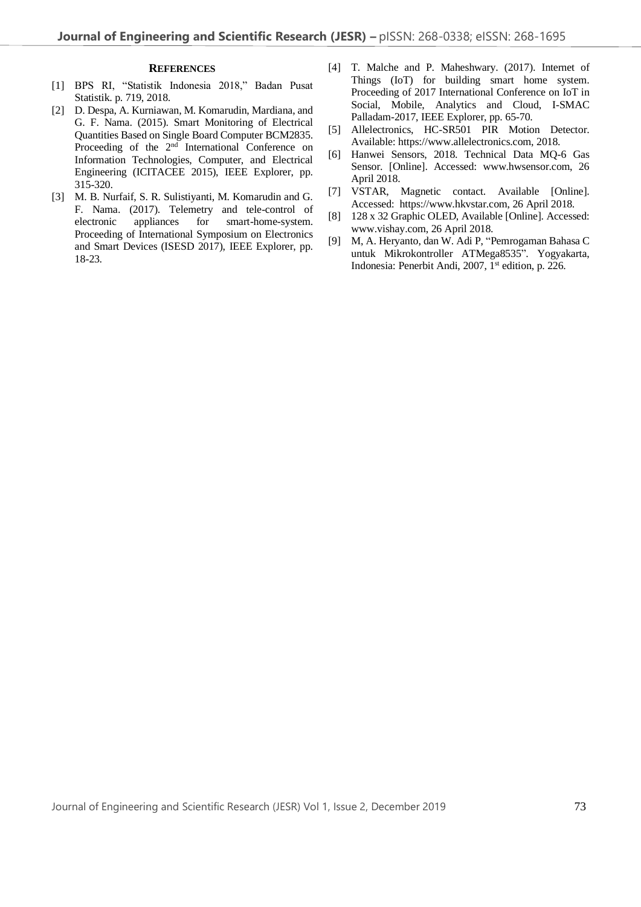## REFERENCES

[1] BPS RI, "Statistik Indonesia 2018," Badan Pusat Statistik. p. 719, 2018.

[2] D. Despa, A. Kurniawan, M. Komarudin, Mardiana, and G. F. Nama. (2015). Smart Monitoring of Electrical Quantities Based on Single Board Computer BCM2835. Proceeding of the 2nd International Conference on Information Technologies, Computer, and Electrical Engineering (ICITACEE 2015), IEEE Explorer, pp. 315-320.

[3] M. B. Nurfaif, S. R. Sulistiyanti, M. Komarudin and G. F. Nama. (2017). Telemetry and tele-control of electronic appliances for smart-home-system. Proceeding of International Symposium on Electronics and Smart Devices (ISESD 2017), IEEE Explorer, pp. 18-23.

[4] T. Malche and P. Maheshwary. (2017). Internet of Things (IoT) for building smart home system. Proceeding of 2017 International Conference on IoT in Social, Mobile, Analytics and Cloud, I-SMAC Palladam-2017, IEEE Explorer, pp. 65-70.

[5] Allelectronics, HC-SR501 PIR Motion Detector. Available: https://www.allelectronics.com, 2018.

[6] Hanwei Sensors, 2018. Technical Data MQ-6 Gas Sensor. [Online]. Accessed: www.hwsensor.com, 26 April 2018.

[7] VSTAR, Magnetic contact. Available [Online]. Accessed: https://www.hkvstar.com, 26 April 2018.

[8] 128 x 32 Graphic OLED, Available [Online]. Accessed: www.vishay.com, 26 April 2018.

[9] M, A. Heryanto, dan W. Adi P, "Pemrogaman Bahasa C untuk Mikrokontroller ATMega8535". Yogyakarta, Indonesia: Penerbit Andi, 2007, 1st edition, p. 226.